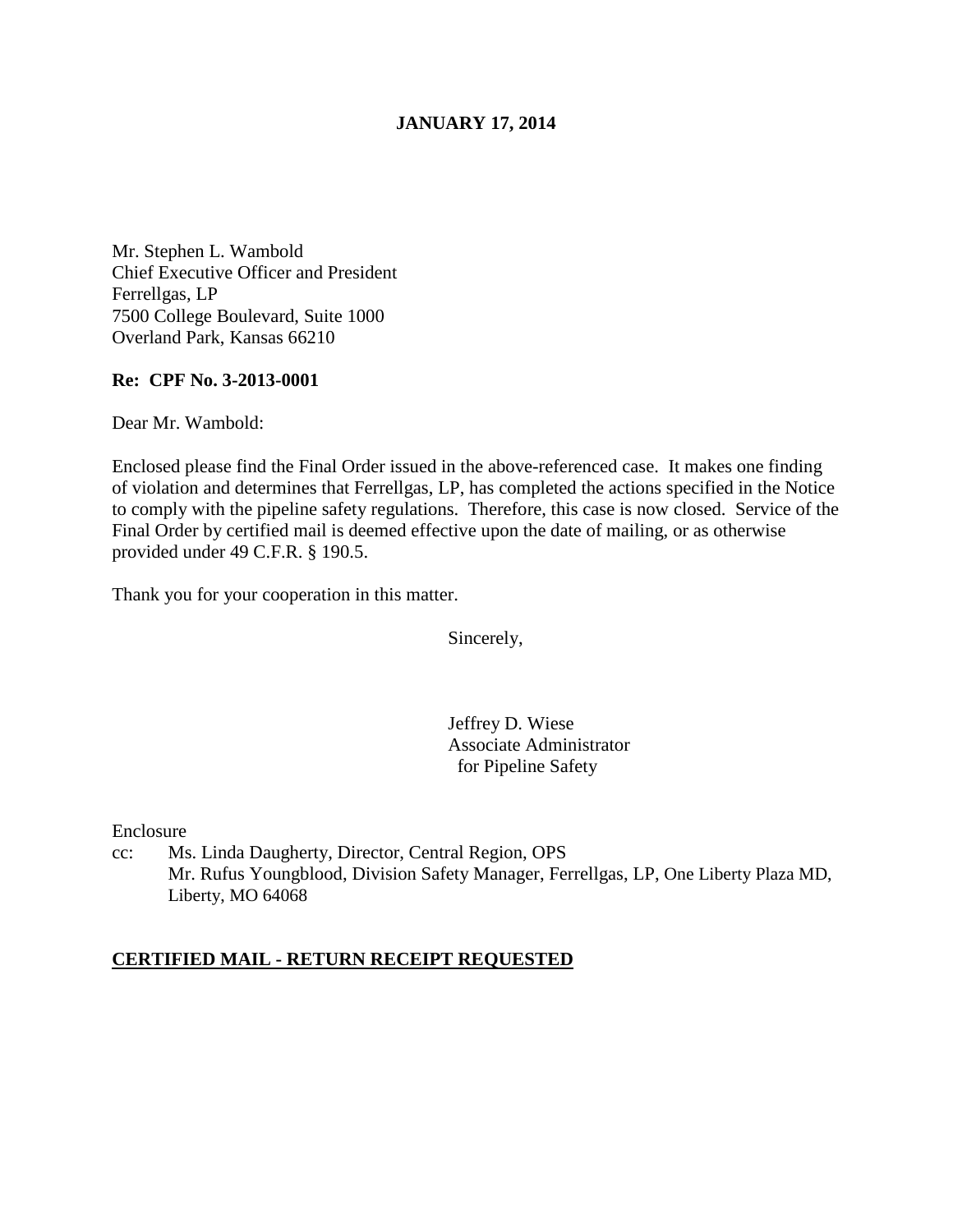**JANUARY 17, 2014**

Mr. Stephen L. Wambold
Chief Executive Officer and President
Ferrellgas, LP
7500 College Boulevard, Suite 1000
Overland Park, Kansas 66210

**Re: CPF No. 3-2013-0001**

Dear Mr. Wambold:

Enclosed please find the Final Order issued in the above-referenced case. It makes one finding of violation and determines that Ferrellgas, LP, has completed the actions specified in the Notice to comply with the pipeline safety regulations. Therefore, this case is now closed. Service of the Final Order by certified mail is deemed effective upon the date of mailing, or as otherwise provided under 49 C.F.R. § 190.5.

Thank you for your cooperation in this matter.

Sincerely,

Jeffrey D. Wiese
Associate Administrator
for Pipeline Safety

Enclosure

cc: Ms. Linda Daugherty, Director, Central Region, OPS
Mr. Rufus Youngblood, Division Safety Manager, Ferrellgas, LP, One Liberty Plaza MD, Liberty, MO 64068

**CERTIFIED MAIL - RETURN RECEIPT REQUESTED**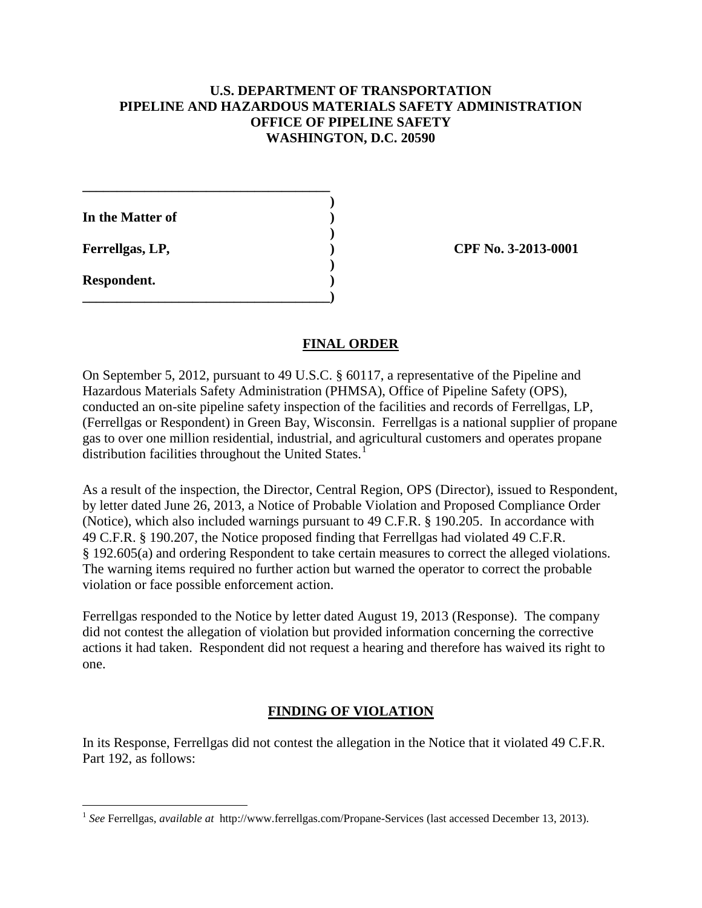**U.S. DEPARTMENT OF TRANSPORTATION**
**PIPELINE AND HAZARDOUS MATERIALS SAFETY ADMINISTRATION**
**OFFICE OF PIPELINE SAFETY**
**WASHINGTON, D.C. 20590**

| | | |
|---|---|---|
| **In the Matter of** | ) | |
| | ) | |
| **Ferrellgas, LP,** | ) | **CPF No. 3-2013-0001** |
| | ) | |
| **Respondent.** | ) | |

## FINAL ORDER

On September 5, 2012, pursuant to 49 U.S.C. § 60117, a representative of the Pipeline and Hazardous Materials Safety Administration (PHMSA), Office of Pipeline Safety (OPS), conducted an on-site pipeline safety inspection of the facilities and records of Ferrellgas, LP, (Ferrellgas or Respondent) in Green Bay, Wisconsin. Ferrellgas is a national supplier of propane gas to over one million residential, industrial, and agricultural customers and operates propane distribution facilities throughout the United States.[1]

As a result of the inspection, the Director, Central Region, OPS (Director), issued to Respondent, by letter dated June 26, 2013, a Notice of Probable Violation and Proposed Compliance Order (Notice), which also included warnings pursuant to 49 C.F.R. § 190.205. In accordance with 49 C.F.R. § 190.207, the Notice proposed finding that Ferrellgas had violated 49 C.F.R. § 192.605(a) and ordering Respondent to take certain measures to correct the alleged violations. The warning items required no further action but warned the operator to correct the probable violation or face possible enforcement action.

Ferrellgas responded to the Notice by letter dated August 19, 2013 (Response). The company did not contest the allegation of violation but provided information concerning the corrective actions it had taken. Respondent did not request a hearing and therefore has waived its right to one.

## FINDING OF VIOLATION

In its Response, Ferrellgas did not contest the allegation in the Notice that it violated 49 C.F.R. Part 192, as follows:

---

[1] *See* Ferrellgas, *available at* http://www.ferrellgas.com/Propane-Services (last accessed December 13, 2013).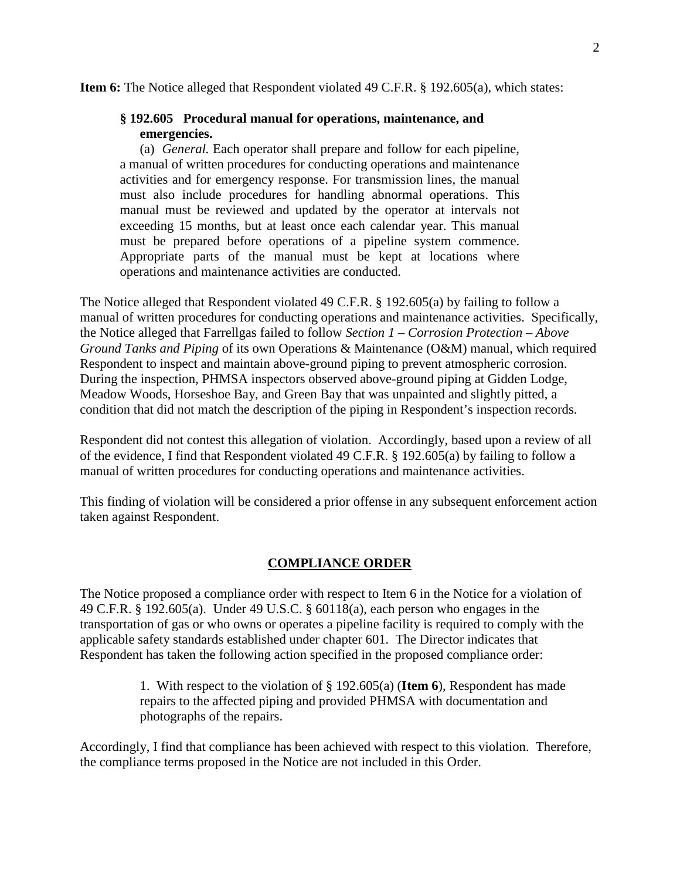**Item 6:** The Notice alleged that Respondent violated 49 C.F.R. § 192.605(a), which states:

> **§ 192.605 Procedural manual for operations, maintenance, and emergencies.**
>
> (a) *General.* Each operator shall prepare and follow for each pipeline, a manual of written procedures for conducting operations and maintenance activities and for emergency response. For transmission lines, the manual must also include procedures for handling abnormal operations. This manual must be reviewed and updated by the operator at intervals not exceeding 15 months, but at least once each calendar year. This manual must be prepared before operations of a pipeline system commence. Appropriate parts of the manual must be kept at locations where operations and maintenance activities are conducted.

The Notice alleged that Respondent violated 49 C.F.R. § 192.605(a) by failing to follow a manual of written procedures for conducting operations and maintenance activities. Specifically, the Notice alleged that Farrellgas failed to follow *Section 1 – Corrosion Protection – Above Ground Tanks and Piping* of its own Operations & Maintenance (O&M) manual, which required Respondent to inspect and maintain above-ground piping to prevent atmospheric corrosion. During the inspection, PHMSA inspectors observed above-ground piping at Gidden Lodge, Meadow Woods, Horseshoe Bay, and Green Bay that was unpainted and slightly pitted, a condition that did not match the description of the piping in Respondent's inspection records.

Respondent did not contest this allegation of violation. Accordingly, based upon a review of all of the evidence, I find that Respondent violated 49 C.F.R. § 192.605(a) by failing to follow a manual of written procedures for conducting operations and maintenance activities.

This finding of violation will be considered a prior offense in any subsequent enforcement action taken against Respondent.

## COMPLIANCE ORDER

The Notice proposed a compliance order with respect to Item 6 in the Notice for a violation of 49 C.F.R. § 192.605(a). Under 49 U.S.C. § 60118(a), each person who engages in the transportation of gas or who owns or operates a pipeline facility is required to comply with the applicable safety standards established under chapter 601. The Director indicates that Respondent has taken the following action specified in the proposed compliance order:

> 1. With respect to the violation of § 192.605(a) (**Item 6**), Respondent has made repairs to the affected piping and provided PHMSA with documentation and photographs of the repairs.

Accordingly, I find that compliance has been achieved with respect to this violation. Therefore, the compliance terms proposed in the Notice are not included in this Order.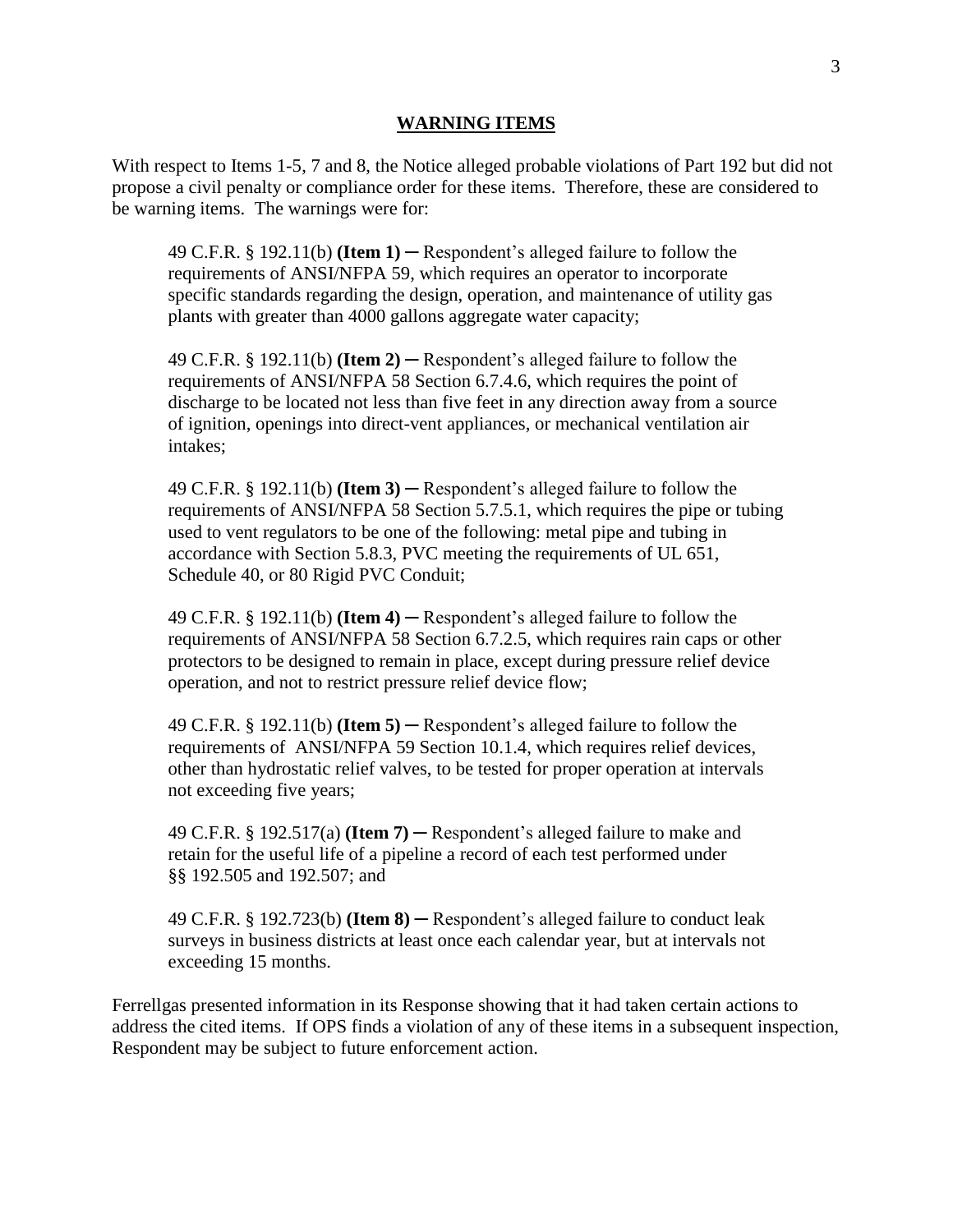## WARNING ITEMS

With respect to Items 1-5, 7 and 8, the Notice alleged probable violations of Part 192 but did not propose a civil penalty or compliance order for these items. Therefore, these are considered to be warning items. The warnings were for:

> 49 C.F.R. § 192.11(b) **(Item 1)** ─ Respondent's alleged failure to follow the requirements of ANSI/NFPA 59, which requires an operator to incorporate specific standards regarding the design, operation, and maintenance of utility gas plants with greater than 4000 gallons aggregate water capacity;
>
> 49 C.F.R. § 192.11(b) **(Item 2)** ─ Respondent's alleged failure to follow the requirements of ANSI/NFPA 58 Section 6.7.4.6, which requires the point of discharge to be located not less than five feet in any direction away from a source of ignition, openings into direct-vent appliances, or mechanical ventilation air intakes;
>
> 49 C.F.R. § 192.11(b) **(Item 3)** ─ Respondent's alleged failure to follow the requirements of ANSI/NFPA 58 Section 5.7.5.1, which requires the pipe or tubing used to vent regulators to be one of the following: metal pipe and tubing in accordance with Section 5.8.3, PVC meeting the requirements of UL 651, Schedule 40, or 80 Rigid PVC Conduit;
>
> 49 C.F.R. § 192.11(b) **(Item 4)** ─ Respondent's alleged failure to follow the requirements of ANSI/NFPA 58 Section 6.7.2.5, which requires rain caps or other protectors to be designed to remain in place, except during pressure relief device operation, and not to restrict pressure relief device flow;
>
> 49 C.F.R. § 192.11(b) **(Item 5)** ─ Respondent's alleged failure to follow the requirements of ANSI/NFPA 59 Section 10.1.4, which requires relief devices, other than hydrostatic relief valves, to be tested for proper operation at intervals not exceeding five years;
>
> 49 C.F.R. § 192.517(a) **(Item 7)** ─ Respondent's alleged failure to make and retain for the useful life of a pipeline a record of each test performed under §§ 192.505 and 192.507; and
>
> 49 C.F.R. § 192.723(b) **(Item 8)** ─ Respondent's alleged failure to conduct leak surveys in business districts at least once each calendar year, but at intervals not exceeding 15 months.

Ferrellgas presented information in its Response showing that it had taken certain actions to address the cited items. If OPS finds a violation of any of these items in a subsequent inspection, Respondent may be subject to future enforcement action.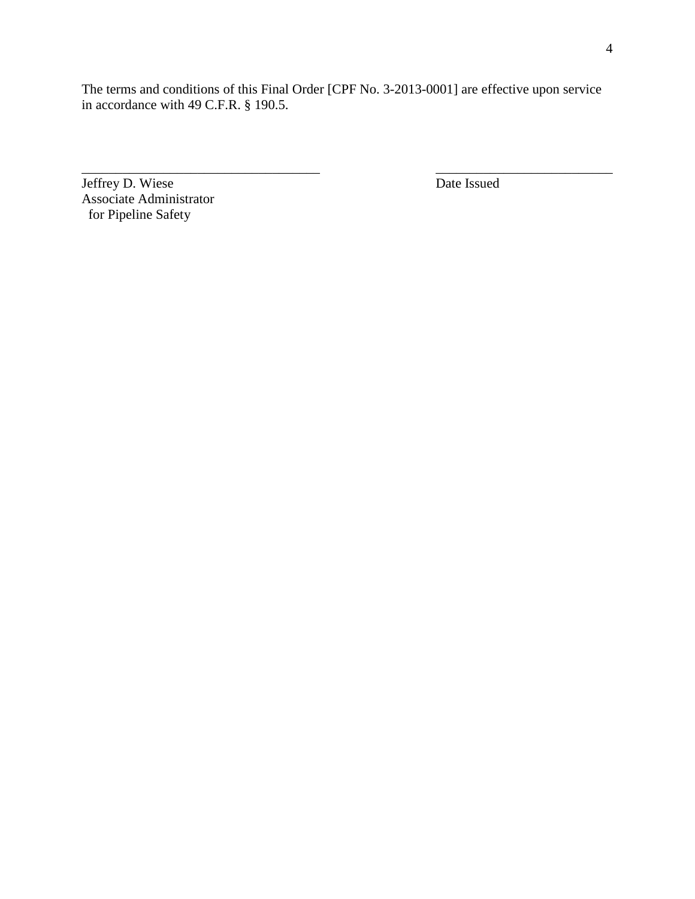The terms and conditions of this Final Order [CPF No. 3-2013-0001] are effective upon service in accordance with 49 C.F.R. § 190.5.

| | |
|---|---|
| _____________________________________ | ___________________________ |
| Jeffrey D. Wiese<br>Associate Administrator<br>for Pipeline Safety | Date Issued |